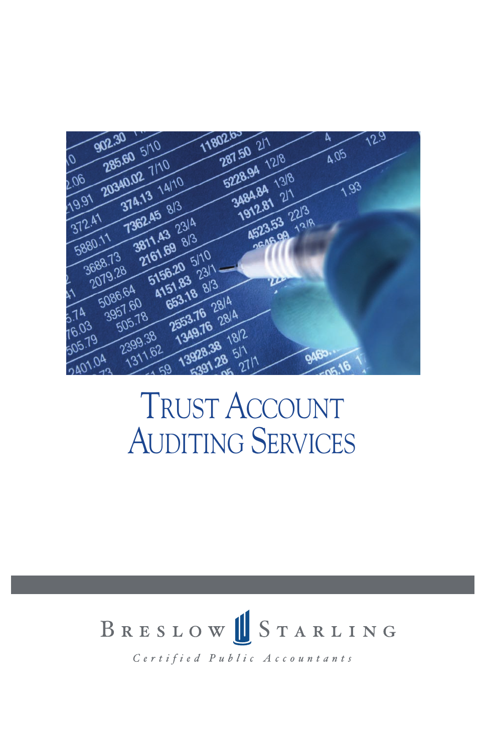# Trust Account Auditing Services

Breslow Starling

*Certified Public Accountants*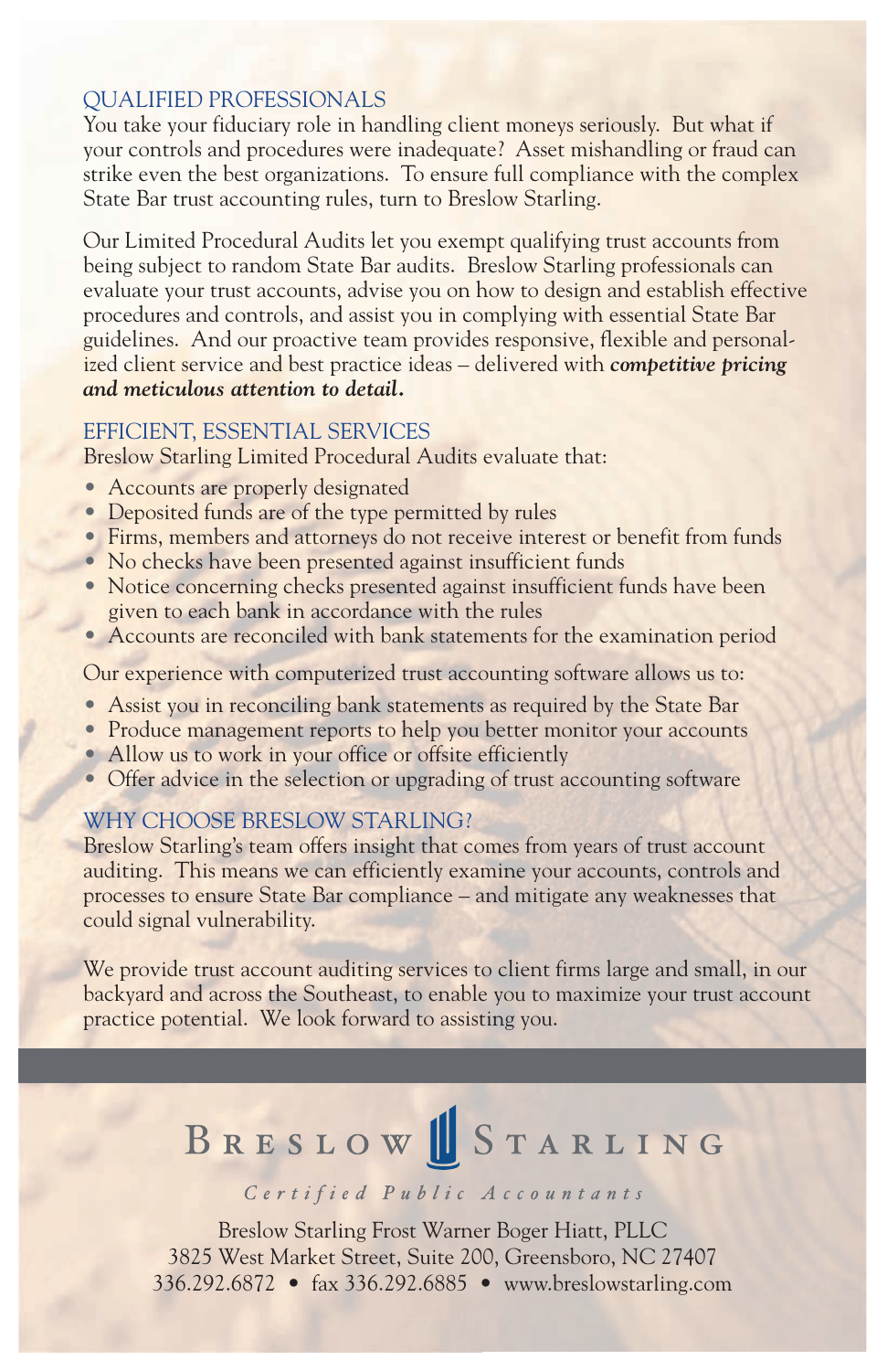## QUALIFIED PROFESSIONALS

You take your fiduciary role in handling client moneys seriously. But what if your controls and procedures were inadequate? Asset mishandling or fraud can strike even the best organizations. To ensure full compliance with the complex State Bar trust accounting rules, turn to Breslow Starling.

Our Limited Procedural Audits let you exempt qualifying trust accounts from being subject to random State Bar audits. Breslow Starling professionals can evaluate your trust accounts, advise you on how to design and establish effective procedures and controls, and assist you in complying with essential State Bar guidelines. And our proactive team provides responsive, flexible and personalized client service and best practice ideas – delivered with ***competitive pricing and meticulous attention to detail.***

## EFFICIENT, ESSENTIAL SERVICES

Breslow Starling Limited Procedural Audits evaluate that:

- Accounts are properly designated
- Deposited funds are of the type permitted by rules
- Firms, members and attorneys do not receive interest or benefit from funds
- No checks have been presented against insufficient funds
- Notice concerning checks presented against insufficient funds have been given to each bank in accordance with the rules
- Accounts are reconciled with bank statements for the examination period

Our experience with computerized trust accounting software allows us to:

- Assist you in reconciling bank statements as required by the State Bar
- Produce management reports to help you better monitor your accounts
- Allow us to work in your office or offsite efficiently
- Offer advice in the selection or upgrading of trust accounting software

## WHY CHOOSE BRESLOW STARLING?

Breslow Starling's team offers insight that comes from years of trust account auditing. This means we can efficiently examine your accounts, controls and processes to ensure State Bar compliance – and mitigate any weaknesses that could signal vulnerability.

We provide trust account auditing services to client firms large and small, in our backyard and across the Southeast, to enable you to maximize your trust account practice potential. We look forward to assisting you.

BRESLOW STARLING

*Certified Public Accountants*

Breslow Starling Frost Warner Boger Hiatt, PLLC
3825 West Market Street, Suite 200, Greensboro, NC 27407
336.292.6872 • fax 336.292.6885 • www.breslowstarling.com